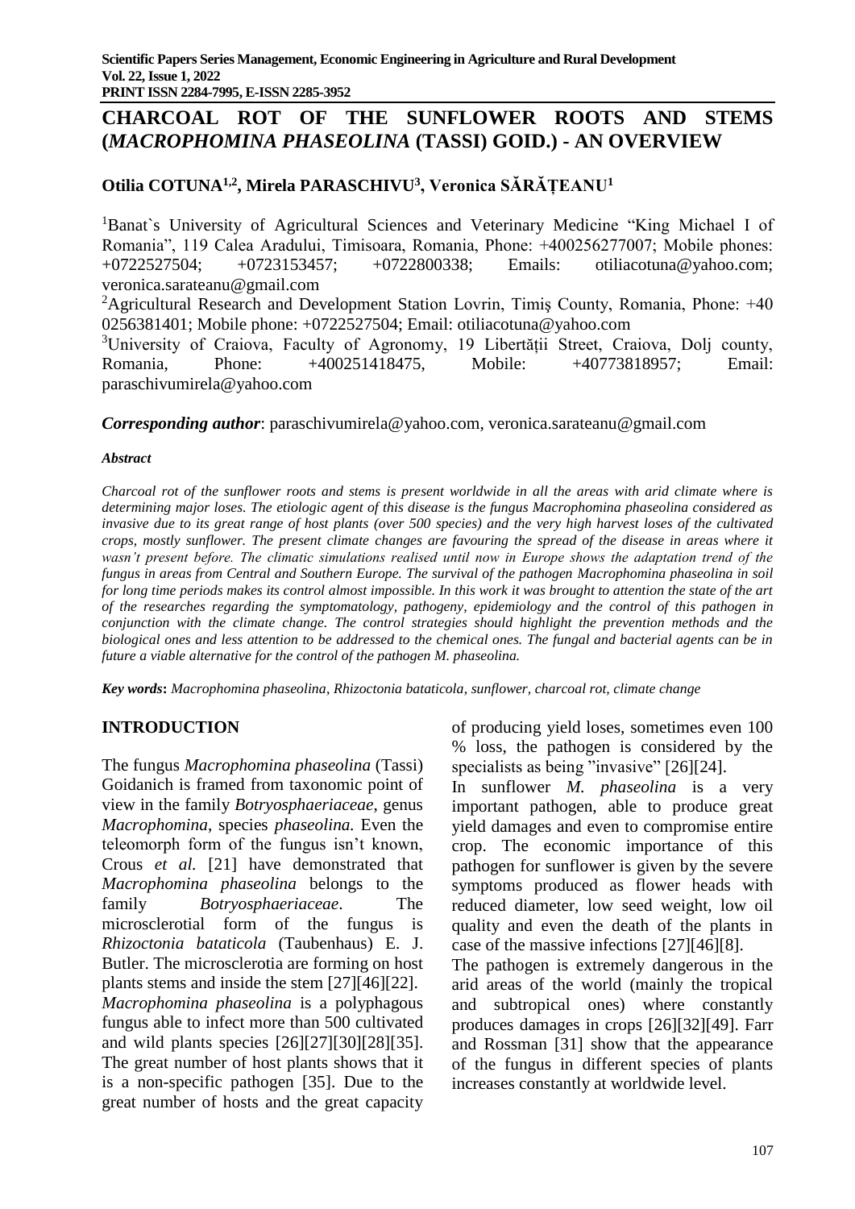# CHARCOAL ROT OF THE SUNFLOWER ROOTS AND STEMS (*MACROPHOMINA PHASEOLINA* (TASSI) GOID.) - AN OVERVIEW

**Otilia COTUNA[1,2], Mirela PARASCHIVU[3], Veronica SĂRĂȚEANU[1]**

[1]Banat`s University of Agricultural Sciences and Veterinary Medicine "King Michael I of Romania", 119 Calea Aradului, Timisoara, Romania, Phone: +400256277007; Mobile phones: +0722527504; +0723153457; +0722800338; Emails: otiliacotuna@yahoo.com; veronica.sarateanu@gmail.com

[2]Agricultural Research and Development Station Lovrin, Timiş County, Romania, Phone: +40 0256381401; Mobile phone: +0722527504; Email: otiliacotuna@yahoo.com

[3]University of Craiova, Faculty of Agronomy, 19 Libertății Street, Craiova, Dolj county, Romania, Phone: +400251418475, Mobile: +40773818957; Email: paraschivumirela@yahoo.com

***Corresponding author***: paraschivumirela@yahoo.com, veronica.sarateanu@gmail.com

***Abstract***

*Charcoal rot of the sunflower roots and stems is present worldwide in all the areas with arid climate where is determining major loses. The etiologic agent of this disease is the fungus Macrophomina phaseolina considered as invasive due to its great range of host plants (over 500 species) and the very high harvest loses of the cultivated crops, mostly sunflower. The present climate changes are favouring the spread of the disease in areas where it wasn't present before. The climatic simulations realised until now in Europe shows the adaptation trend of the fungus in areas from Central and Southern Europe. The survival of the pathogen Macrophomina phaseolina in soil for long time periods makes its control almost impossible. In this work it was brought to attention the state of the art of the researches regarding the symptomatology, pathogeny, epidemiology and the control of this pathogen in conjunction with the climate change. The control strategies should highlight the prevention methods and the biological ones and less attention to be addressed to the chemical ones. The fungal and bacterial agents can be in future a viable alternative for the control of the pathogen M. phaseolina.*

***Key words***: *Macrophomina phaseolina*, *Rhizoctonia bataticola*, *sunflower*, *charcoal rot*, *climate change*

## INTRODUCTION

The fungus *Macrophomina phaseolina* (Tassi) Goidanich is framed from taxonomic point of view in the family *Botryosphaeriaceae*, genus *Macrophomina*, species *phaseolina.* Even the teleomorph form of the fungus isn't known, Crous *et al.* [21] have demonstrated that *Macrophomina phaseolina* belongs to the family *Botryosphaeriaceae*. The microsclerotial form of the fungus is *Rhizoctonia bataticola* (Taubenhaus) E. J. Butler. The microsclerotia are forming on host plants stems and inside the stem [27][46][22].

*Macrophomina phaseolina* is a polyphagous fungus able to infect more than 500 cultivated and wild plants species [26][27][30][28][35]. The great number of host plants shows that it is a non-specific pathogen [35]. Due to the great number of hosts and the great capacity of producing yield loses, sometimes even 100 % loss, the pathogen is considered by the specialists as being "invasive" [26][24].

In sunflower *M. phaseolina* is a very important pathogen, able to produce great yield damages and even to compromise entire crop. The economic importance of this pathogen for sunflower is given by the severe symptoms produced as flower heads with reduced diameter, low seed weight, low oil quality and even the death of the plants in case of the massive infections [27][46][8].

The pathogen is extremely dangerous in the arid areas of the world (mainly the tropical and subtropical ones) where constantly produces damages in crops [26][32][49]. Farr and Rossman [31] show that the appearance of the fungus in different species of plants increases constantly at worldwide level.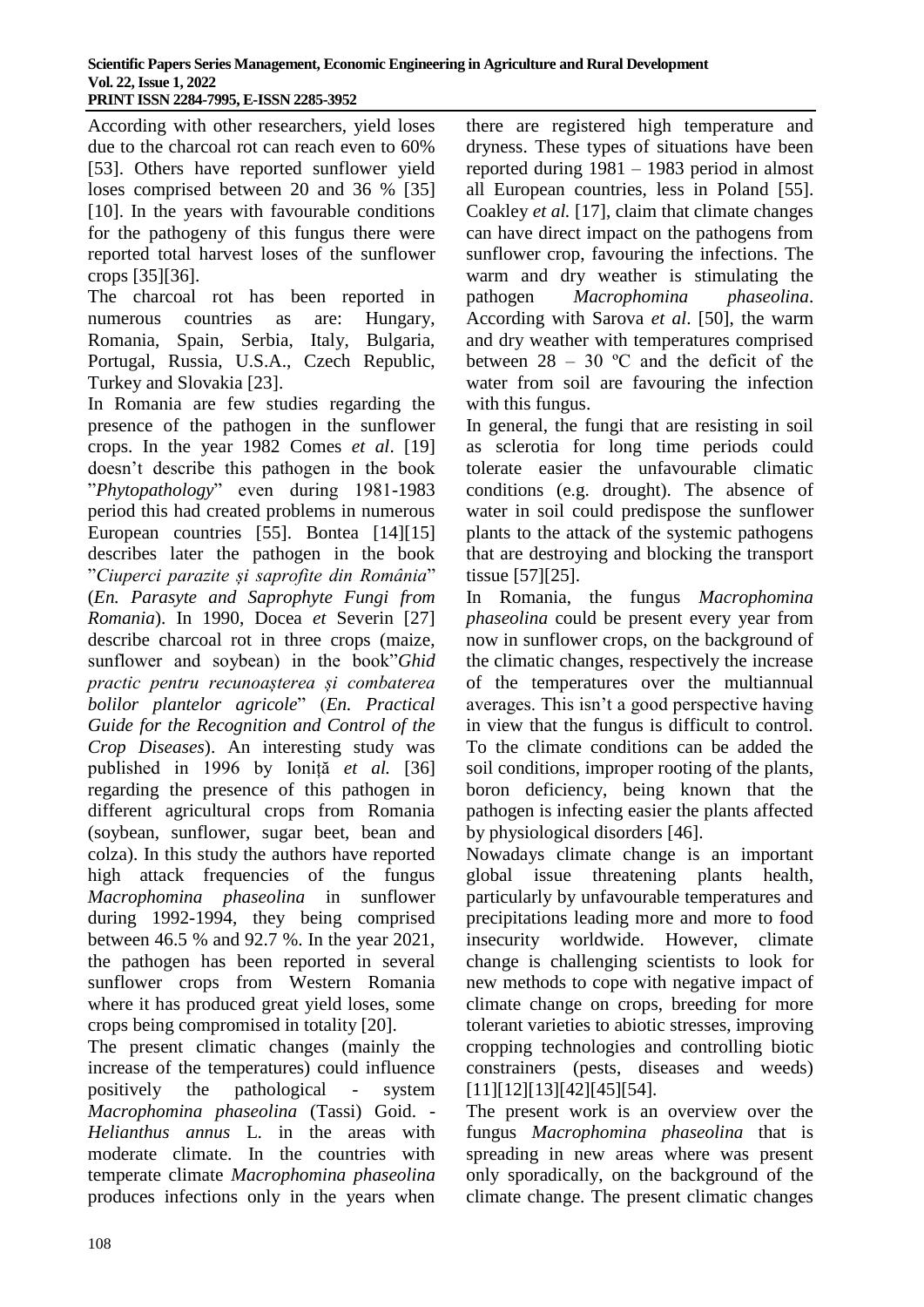According with other researchers, yield loses due to the charcoal rot can reach even to 60% [53]. Others have reported sunflower yield loses comprised between 20 and 36 % [35] [10]. In the years with favourable conditions for the pathogeny of this fungus there were reported total harvest loses of the sunflower crops [35][36].

The charcoal rot has been reported in numerous countries as are: Hungary, Romania, Spain, Serbia, Italy, Bulgaria, Portugal, Russia, U.S.A., Czech Republic, Turkey and Slovakia [23].

In Romania are few studies regarding the presence of the pathogen in the sunflower crops. In the year 1982 Comes *et al*. [19] doesn't describe this pathogen in the book "*Phytopathology*" even during 1981-1983 period this had created problems in numerous European countries [55]. Bontea [14][15] describes later the pathogen in the book "*Ciuperci parazite și saprofite din România*" (*En. Parasyte and Saprophyte Fungi from Romania*). In 1990, Docea *et* Severin [27] describe charcoal rot in three crops (maize, sunflower and soybean) in the book"*Ghid practic pentru recunoașterea și combaterea bolilor plantelor agricole*" (*En. Practical Guide for the Recognition and Control of the Crop Diseases*). An interesting study was published in 1996 by Ioniță *et al.* [36] regarding the presence of this pathogen in different agricultural crops from Romania (soybean, sunflower, sugar beet, bean and colza). In this study the authors have reported high attack frequencies of the fungus *Macrophomina phaseolina* in sunflower during 1992-1994, they being comprised between 46.5 % and 92.7 %. In the year 2021, the pathogen has been reported in several sunflower crops from Western Romania where it has produced great yield loses, some crops being compromised in totality [20].

The present climatic changes (mainly the increase of the temperatures) could influence positively the pathological - system *Macrophomina phaseolina* (Tassi) Goid. - *Helianthus annus* L. in the areas with moderate climate. In the countries with temperate climate *Macrophomina phaseolina* produces infections only in the years when there are registered high temperature and dryness. These types of situations have been reported during 1981 – 1983 period in almost all European countries, less in Poland [55]. Coakley *et al.* [17], claim that climate changes can have direct impact on the pathogens from sunflower crop, favouring the infections. The warm and dry weather is stimulating the pathogen *Macrophomina phaseolina*. According with Sarova *et al*. [50], the warm and dry weather with temperatures comprised between 28 – 30 ºC and the deficit of the water from soil are favouring the infection with this fungus.

In general, the fungi that are resisting in soil as sclerotia for long time periods could tolerate easier the unfavourable climatic conditions (e.g. drought). The absence of water in soil could predispose the sunflower plants to the attack of the systemic pathogens that are destroying and blocking the transport tissue [57][25].

In Romania, the fungus *Macrophomina phaseolina* could be present every year from now in sunflower crops, on the background of the climatic changes, respectively the increase of the temperatures over the multiannual averages. This isn't a good perspective having in view that the fungus is difficult to control. To the climate conditions can be added the soil conditions, improper rooting of the plants, boron deficiency, being known that the pathogen is infecting easier the plants affected by physiological disorders [46].

Nowadays climate change is an important global issue threatening plants health, particularly by unfavourable temperatures and precipitations leading more and more to food insecurity worldwide. However, climate change is challenging scientists to look for new methods to cope with negative impact of climate change on crops, breeding for more tolerant varieties to abiotic stresses, improving cropping technologies and controlling biotic constrainers (pests, diseases and weeds) [11][12][13][42][45][54].

The present work is an overview over the fungus *Macrophomina phaseolina* that is spreading in new areas where was present only sporadically, on the background of the climate change. The present climatic changes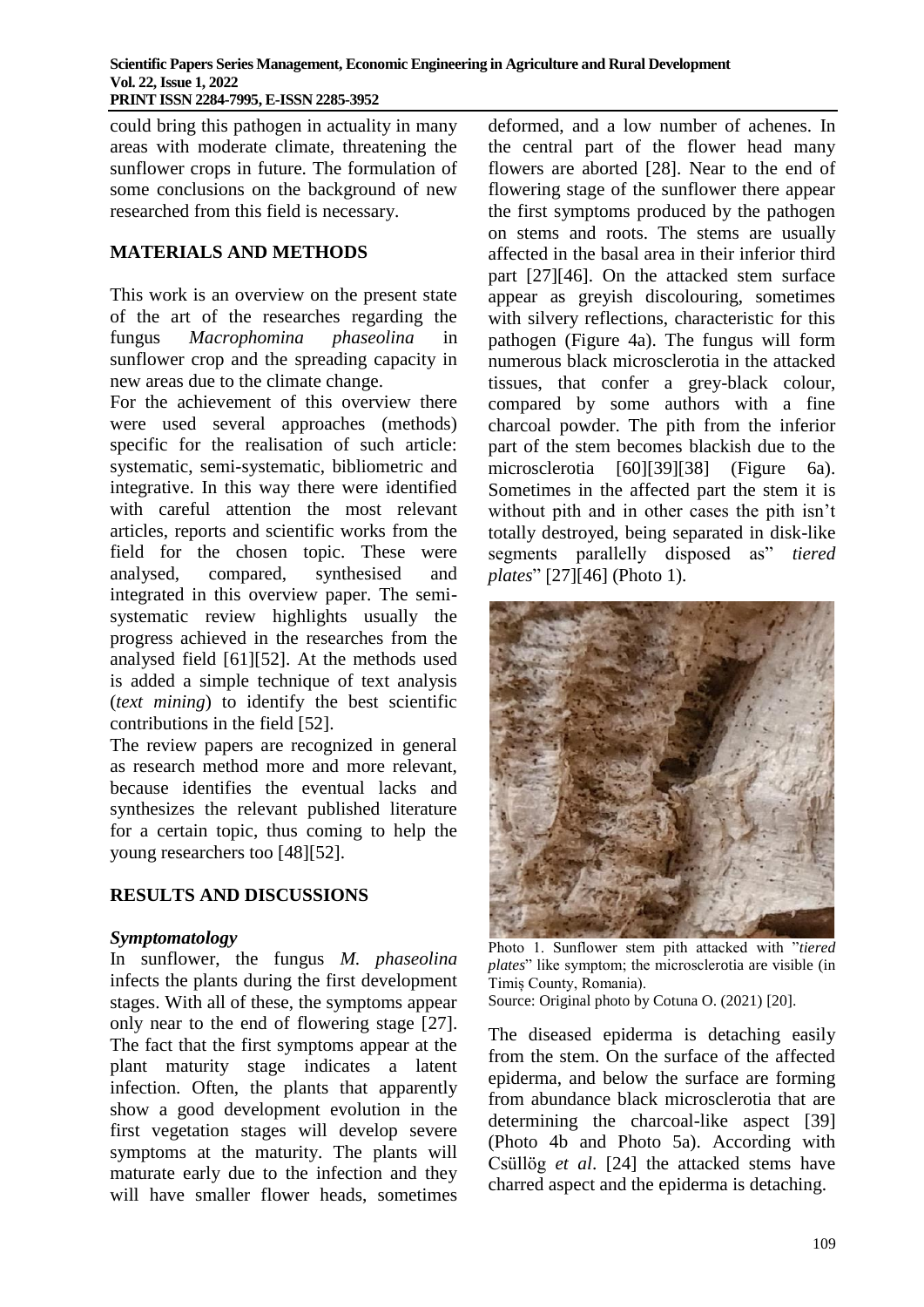could bring this pathogen in actuality in many areas with moderate climate, threatening the sunflower crops in future. The formulation of some conclusions on the background of new researched from this field is necessary.

## MATERIALS AND METHODS

This work is an overview on the present state of the art of the researches regarding the fungus *Macrophomina phaseolina* in sunflower crop and the spreading capacity in new areas due to the climate change.

For the achievement of this overview there were used several approaches (methods) specific for the realisation of such article: systematic, semi-systematic, bibliometric and integrative. In this way there were identified with careful attention the most relevant articles, reports and scientific works from the field for the chosen topic. These were analysed, compared, synthesised and integrated in this overview paper. The semi-systematic review highlights usually the progress achieved in the researches from the analysed field [61][52]. At the methods used is added a simple technique of text analysis (*text mining*) to identify the best scientific contributions in the field [52].

The review papers are recognized in general as research method more and more relevant, because identifies the eventual lacks and synthesizes the relevant published literature for a certain topic, thus coming to help the young researchers too [48][52].

## RESULTS AND DISCUSSIONS

### *Symptomatology*

In sunflower, the fungus *M. phaseolina* infects the plants during the first development stages. With all of these, the symptoms appear only near to the end of flowering stage [27]. The fact that the first symptoms appear at the plant maturity stage indicates a latent infection. Often, the plants that apparently show a good development evolution in the first vegetation stages will develop severe symptoms at the maturity. The plants will maturate early due to the infection and they will have smaller flower heads, sometimes deformed, and a low number of achenes. In the central part of the flower head many flowers are aborted [28]. Near to the end of flowering stage of the sunflower there appear the first symptoms produced by the pathogen on stems and roots. The stems are usually affected in the basal area in their inferior third part [27][46]. On the attacked stem surface appear as greyish discolouring, sometimes with silvery reflections, characteristic for this pathogen (Figure 4a). The fungus will form numerous black microsclerotia in the attacked tissues, that confer a grey-black colour, compared by some authors with a fine charcoal powder. The pith from the inferior part of the stem becomes blackish due to the microsclerotia [60][39][38] (Figure 6a). Sometimes in the affected part the stem it is without pith and in other cases the pith isn't totally destroyed, being separated in disk-like segments parallelly disposed as" *tiered plates*" [27][46] (Photo 1).

Photo 1. Sunflower stem pith attacked with "*tiered plates*" like symptom; the microsclerotia are visible (in Timiș County, Romania).
Source: Original photo by Cotuna O. (2021) [20].

The diseased epiderma is detaching easily from the stem. On the surface of the affected epiderma, and below the surface are forming from abundance black microsclerotia that are determining the charcoal-like aspect [39] (Photo 4b and Photo 5a). According with Csüllög *et al*. [24] the attacked stems have charred aspect and the epiderma is detaching.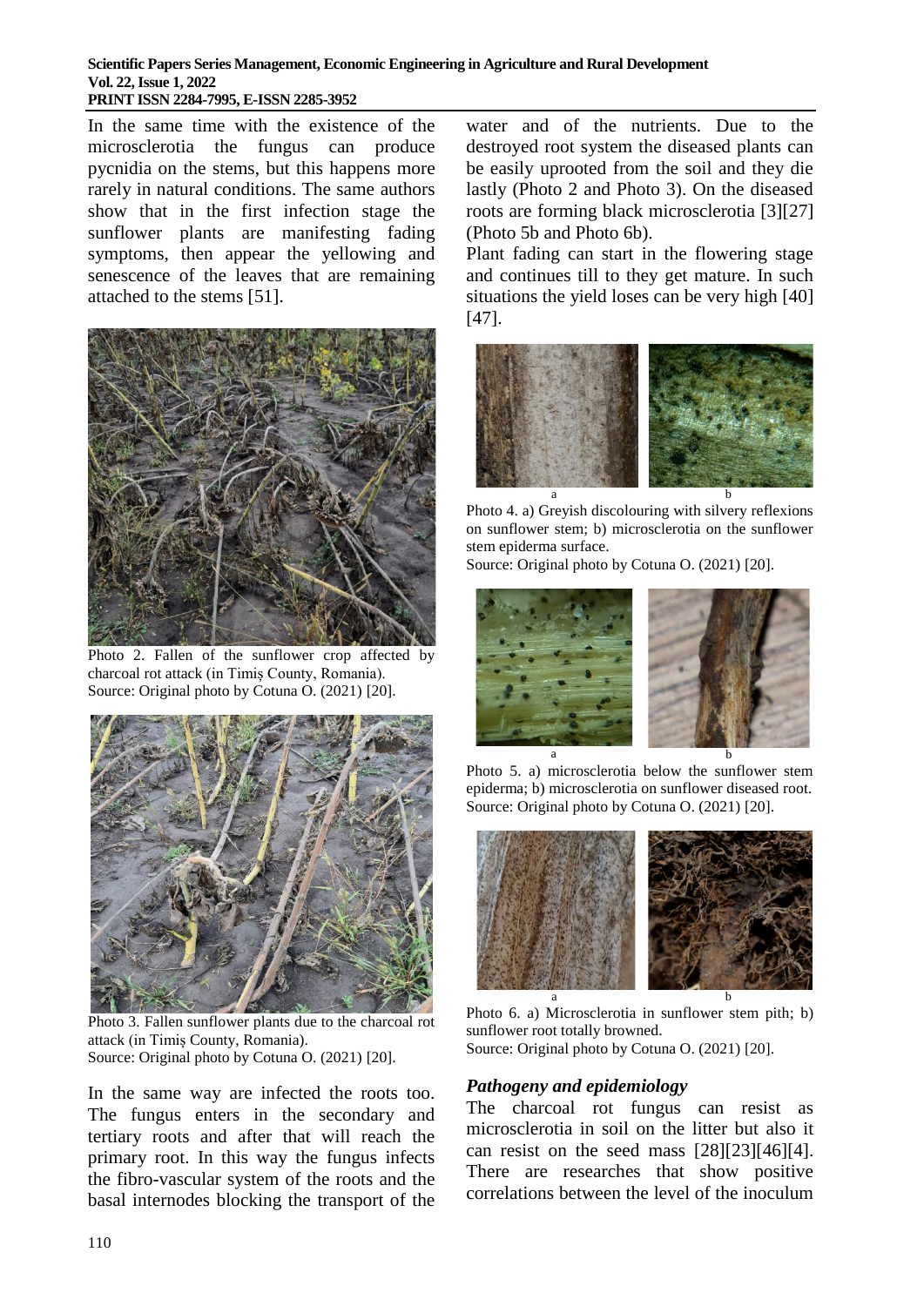In the same time with the existence of the microsclerotia the fungus can produce pycnidia on the stems, but this happens more rarely in natural conditions. The same authors show that in the first infection stage the sunflower plants are manifesting fading symptoms, then appear the yellowing and senescence of the leaves that are remaining attached to the stems [51].

Photo 2. Fallen of the sunflower crop affected by charcoal rot attack (in Timiș County, Romania).
Source: Original photo by Cotuna O. (2021) [20].

Photo 3. Fallen sunflower plants due to the charcoal rot attack (in Timiș County, Romania).
Source: Original photo by Cotuna O. (2021) [20].

In the same way are infected the roots too. The fungus enters in the secondary and tertiary roots and after that will reach the primary root. In this way the fungus infects the fibro-vascular system of the roots and the basal internodes blocking the transport of the water and of the nutrients. Due to the destroyed root system the diseased plants can be easily uprooted from the soil and they die lastly (Photo 2 and Photo 3). On the diseased roots are forming black microsclerotia [3][27] (Photo 5b and Photo 6b).

Plant fading can start in the flowering stage and continues till to they get mature. In such situations the yield loses can be very high [40] [47].

Photo 4. a) Greyish discolouring with silvery reflexions on sunflower stem; b) microsclerotia on the sunflower stem epiderma surface.
Source: Original photo by Cotuna O. (2021) [20].

Photo 5. a) microsclerotia below the sunflower stem epiderma; b) microsclerotia on sunflower diseased root.
Source: Original photo by Cotuna O. (2021) [20].

Photo 6. a) Microsclerotia in sunflower stem pith; b) sunflower root totally browned.
Source: Original photo by Cotuna O. (2021) [20].

### *Pathogeny and epidemiology*

The charcoal rot fungus can resist as microsclerotia in soil on the litter but also it can resist on the seed mass [28][23][46][4]. There are researches that show positive correlations between the level of the inoculum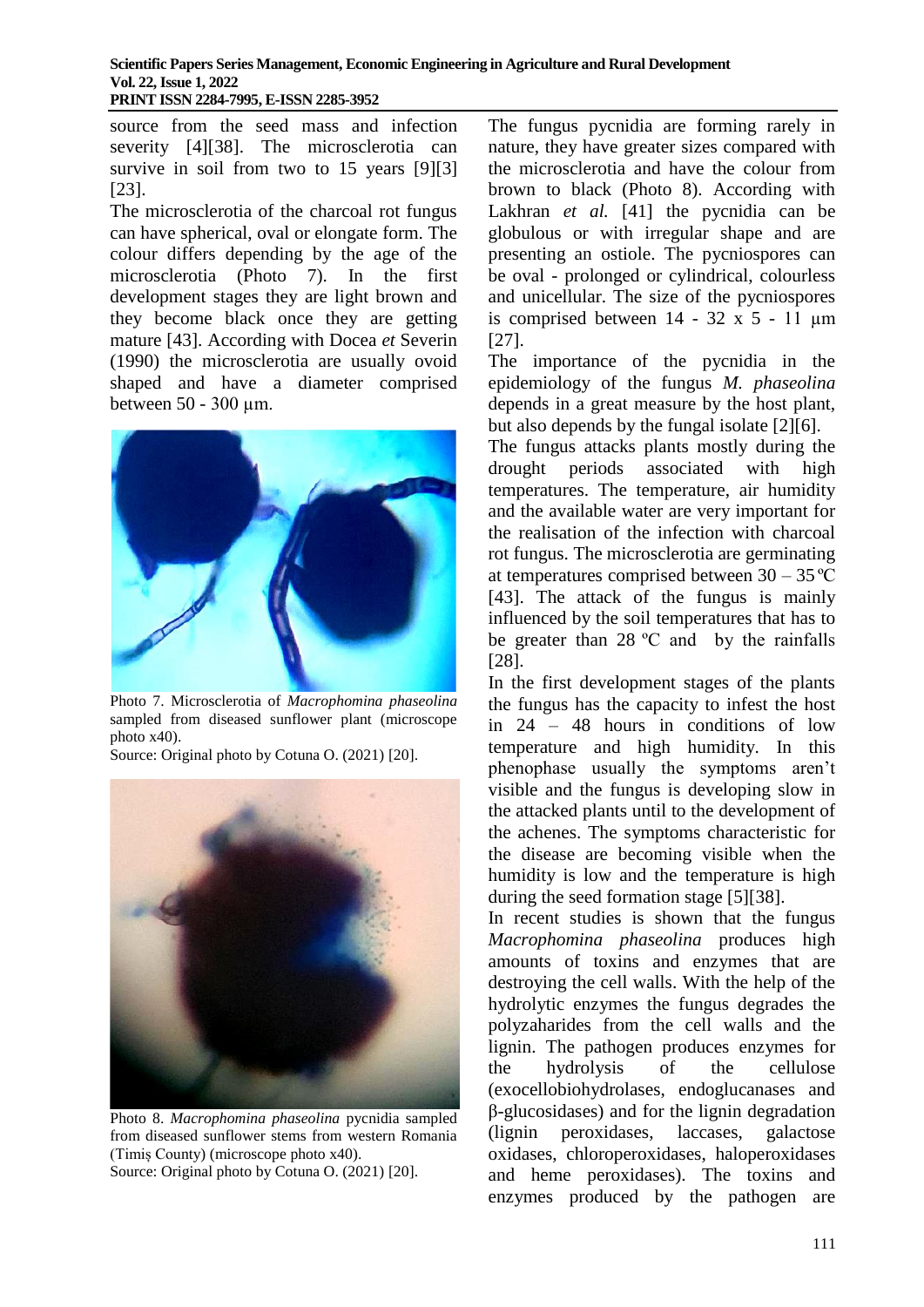source from the seed mass and infection severity [4][38]. The microsclerotia can survive in soil from two to 15 years [9][3] [23].

The microsclerotia of the charcoal rot fungus can have spherical, oval or elongate form. The colour differs depending by the age of the microsclerotia (Photo 7). In the first development stages they are light brown and they become black once they are getting mature [43]. According with Docea *et* Severin (1990) the microsclerotia are usually ovoid shaped and have a diameter comprised between 50 - 300 μm.

Photo 7. Microsclerotia of *Macrophomina phaseolina* sampled from diseased sunflower plant (microscope photo x40).
Source: Original photo by Cotuna O. (2021) [20].

Photo 8. *Macrophomina phaseolina* pycnidia sampled from diseased sunflower stems from western Romania (Timiș County) (microscope photo x40).
Source: Original photo by Cotuna O. (2021) [20].

The fungus pycnidia are forming rarely in nature, they have greater sizes compared with the microsclerotia and have the colour from brown to black (Photo 8). According with Lakhran *et al.* [41] the pycnidia can be globulous or with irregular shape and are presenting an ostiole. The pycniospores can be oval - prolonged or cylindrical, colourless and unicellular. The size of the pycniospores is comprised between 14 - 32 x 5 - 11 μm [27].

The importance of the pycnidia in the epidemiology of the fungus *M. phaseolina* depends in a great measure by the host plant, but also depends by the fungal isolate [2][6].

The fungus attacks plants mostly during the drought periods associated with high temperatures. The temperature, air humidity and the available water are very important for the realisation of the infection with charcoal rot fungus. The microsclerotia are germinating at temperatures comprised between 30 – 35 ºC [43]. The attack of the fungus is mainly influenced by the soil temperatures that has to be greater than 28 ºC and by the rainfalls [28].

In the first development stages of the plants the fungus has the capacity to infest the host in 24 – 48 hours in conditions of low temperature and high humidity. In this phenophase usually the symptoms aren't visible and the fungus is developing slow in the attacked plants until to the development of the achenes. The symptoms characteristic for the disease are becoming visible when the humidity is low and the temperature is high during the seed formation stage [5][38].

In recent studies is shown that the fungus *Macrophomina phaseolina* produces high amounts of toxins and enzymes that are destroying the cell walls. With the help of the hydrolytic enzymes the fungus degrades the polyzaharides from the cell walls and the lignin. The pathogen produces enzymes for the hydrolysis of the cellulose (exocellobiohydrolases, endoglucanases and β-glucosidases) and for the lignin degradation (lignin peroxidases, laccases, galactose oxidases, chloroperoxidases, haloperoxidases and heme peroxidases). The toxins and enzymes produced by the pathogen are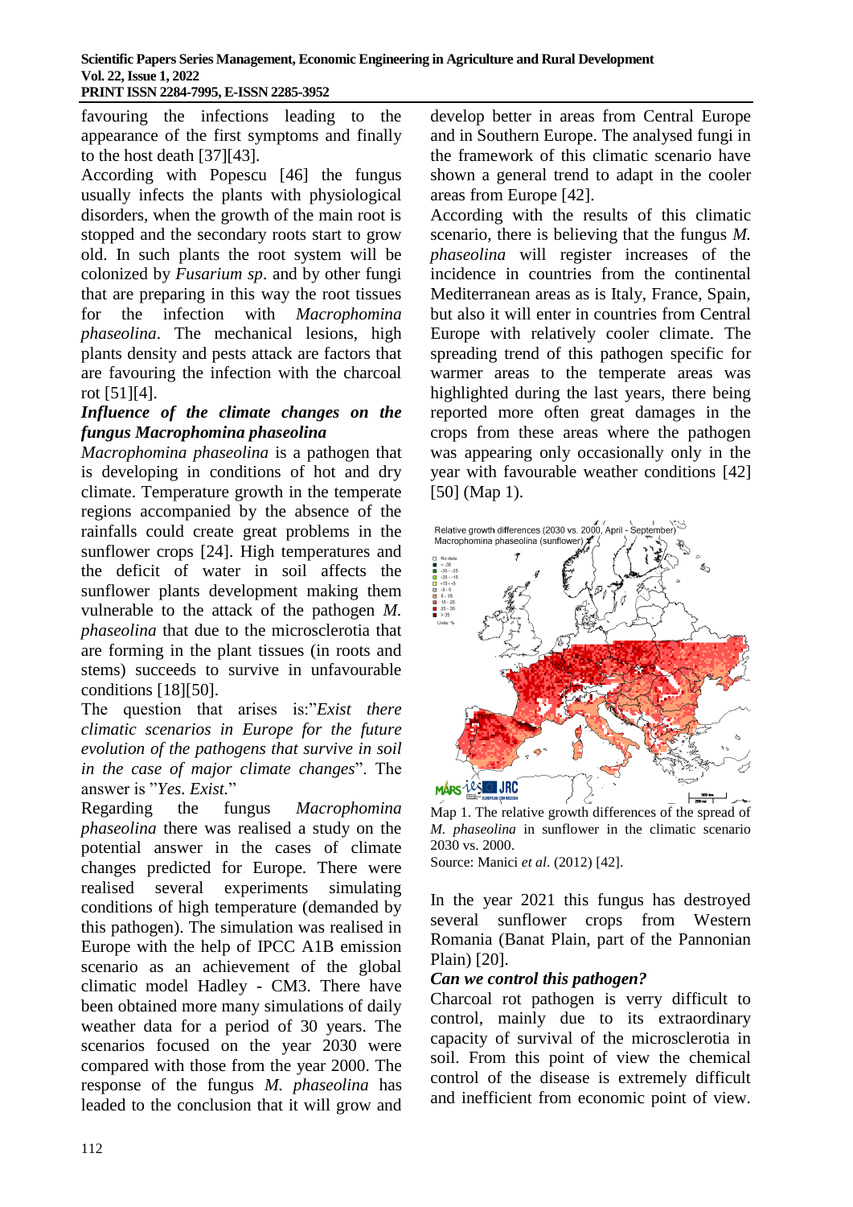favouring the infections leading to the appearance of the first symptoms and finally to the host death [37][43].

According with Popescu [46] the fungus usually infects the plants with physiological disorders, when the growth of the main root is stopped and the secondary roots start to grow old. In such plants the root system will be colonized by *Fusarium sp*. and by other fungi that are preparing in this way the root tissues for the infection with *Macrophomina phaseolina*. The mechanical lesions, high plants density and pests attack are factors that are favouring the infection with the charcoal rot [51][4].

***Influence of the climate changes on the fungus Macrophomina phaseolina***

*Macrophomina phaseolina* is a pathogen that is developing in conditions of hot and dry climate. Temperature growth in the temperate regions accompanied by the absence of the rainfalls could create great problems in the sunflower crops [24]. High temperatures and the deficit of water in soil affects the sunflower plants development making them vulnerable to the attack of the pathogen *M. phaseolina* that due to the microsclerotia that are forming in the plant tissues (in roots and stems) succeeds to survive in unfavourable conditions [18][50].

The question that arises is:"*Exist there climatic scenarios in Europe for the future evolution of the pathogens that survive in soil in the case of major climate changes*". The answer is "*Yes. Exist.*"

Regarding the fungus *Macrophomina phaseolina* there was realised a study on the potential answer in the cases of climate changes predicted for Europe. There were realised several experiments simulating conditions of high temperature (demanded by this pathogen). The simulation was realised in Europe with the help of IPCC A1B emission scenario as an achievement of the global climatic model Hadley - CM3. There have been obtained more many simulations of daily weather data for a period of 30 years. The scenarios focused on the year 2030 were compared with those from the year 2000. The response of the fungus *M. phaseolina* has leaded to the conclusion that it will grow and develop better in areas from Central Europe and in Southern Europe. The analysed fungi in the framework of this climatic scenario have shown a general trend to adapt in the cooler areas from Europe [42].

According with the results of this climatic scenario, there is believing that the fungus *M. phaseolina* will register increases of the incidence in countries from the continental Mediterranean areas as is Italy, France, Spain, but also it will enter in countries from Central Europe with relatively cooler climate. The spreading trend of this pathogen specific for warmer areas to the temperate areas was highlighted during the last years, there being reported more often great damages in the crops from these areas where the pathogen was appearing only occasionally only in the year with favourable weather conditions [42][50] (Map 1).

Map 1. The relative growth differences of the spread of *M. phaseolina* in sunflower in the climatic scenario 2030 vs. 2000.
Source: Manici *et al*. (2012) [42].

In the year 2021 this fungus has destroyed several sunflower crops from Western Romania (Banat Plain, part of the Pannonian Plain) [20].

***Can we control this pathogen?***

Charcoal rot pathogen is very difficult to control, mainly due to its extraordinary capacity of survival of the microsclerotia in soil. From this point of view the chemical control of the disease is extremely difficult and inefficient from economic point of view.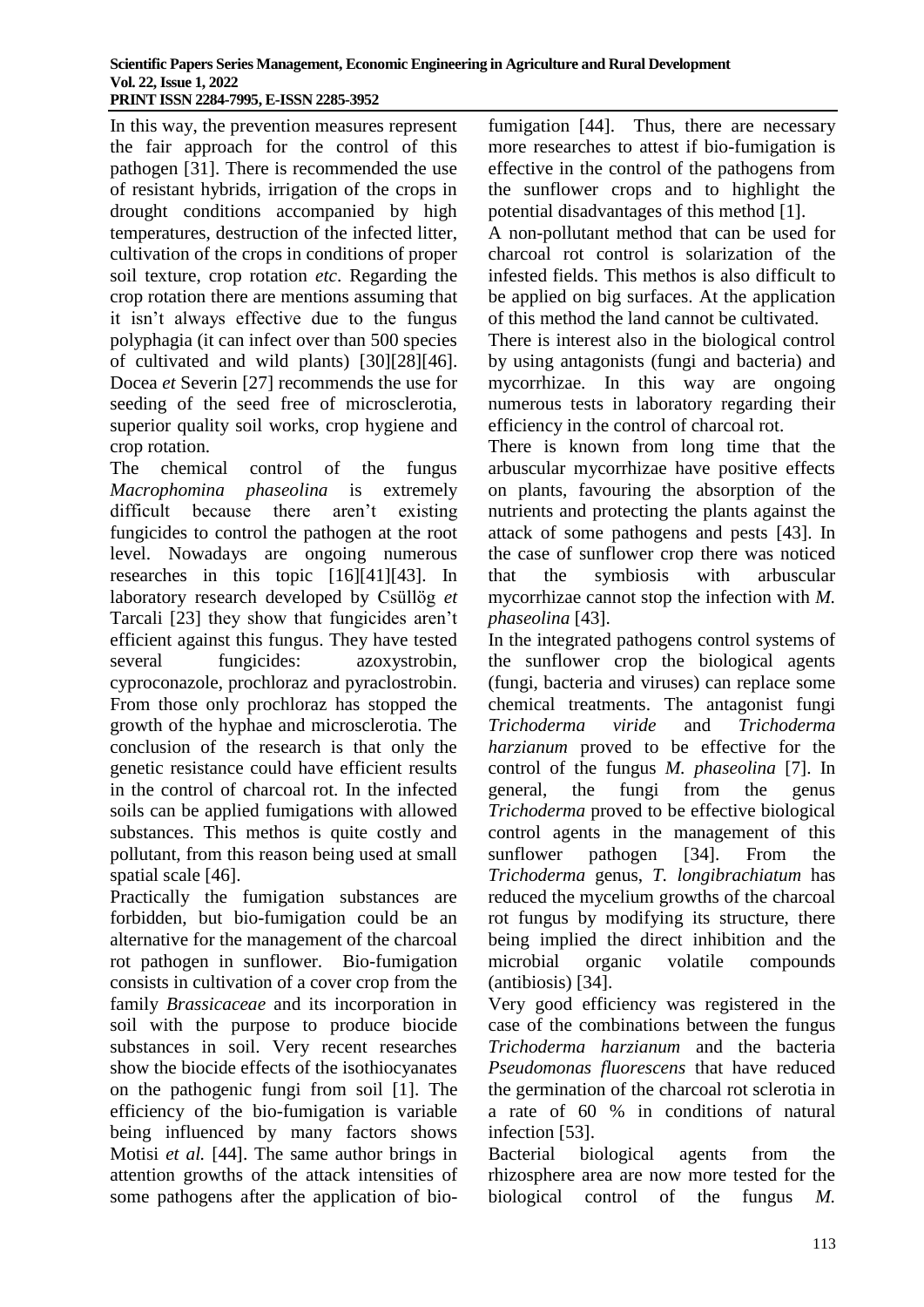In this way, the prevention measures represent the fair approach for the control of this pathogen [31]. There is recommended the use of resistant hybrids, irrigation of the crops in drought conditions accompanied by high temperatures, destruction of the infected litter, cultivation of the crops in conditions of proper soil texture, crop rotation *etc*. Regarding the crop rotation there are mentions assuming that it isn't always effective due to the fungus polyphagia (it can infect over than 500 species of cultivated and wild plants) [30][28][46]. Docea *et* Severin [27] recommends the use for seeding of the seed free of microsclerotia, superior quality soil works, crop hygiene and crop rotation.

The chemical control of the fungus *Macrophomina phaseolina* is extremely difficult because there aren't existing fungicides to control the pathogen at the root level. Nowadays are ongoing numerous researches in this topic [16][41][43]. In laboratory research developed by Csüllög *et* Tarcali [23] they show that fungicides aren't efficient against this fungus. They have tested several fungicides: azoxystrobin, cyproconazole, prochloraz and pyraclostrobin. From those only prochloraz has stopped the growth of the hyphae and microsclerotia. The conclusion of the research is that only the genetic resistance could have efficient results in the control of charcoal rot. In the infected soils can be applied fumigations with allowed substances. This methos is quite costly and pollutant, from this reason being used at small spatial scale [46].

Practically the fumigation substances are forbidden, but bio-fumigation could be an alternative for the management of the charcoal rot pathogen in sunflower. Bio-fumigation consists in cultivation of a cover crop from the family *Brassicaceae* and its incorporation in soil with the purpose to produce biocide substances in soil. Very recent researches show the biocide effects of the isothiocyanates on the pathogenic fungi from soil [1]. The efficiency of the bio-fumigation is variable being influenced by many factors shows Motisi *et al.* [44]. The same author brings in attention growths of the attack intensities of some pathogens after the application of bio-fumigation [44]. Thus, there are necessary more researches to attest if bio-fumigation is effective in the control of the pathogens from the sunflower crops and to highlight the potential disadvantages of this method [1].

A non-pollutant method that can be used for charcoal rot control is solarization of the infested fields. This methos is also difficult to be applied on big surfaces. At the application of this method the land cannot be cultivated.

There is interest also in the biological control by using antagonists (fungi and bacteria) and mycorrhizae. In this way are ongoing numerous tests in laboratory regarding their efficiency in the control of charcoal rot.

There is known from long time that the arbuscular mycorrhizae have positive effects on plants, favouring the absorption of the nutrients and protecting the plants against the attack of some pathogens and pests [43]. In the case of sunflower crop there was noticed that the symbiosis with arbuscular mycorrhizae cannot stop the infection with *M. phaseolina* [43].

In the integrated pathogens control systems of the sunflower crop the biological agents (fungi, bacteria and viruses) can replace some chemical treatments. The antagonist fungi *Trichoderma viride* and *Trichoderma harzianum* proved to be effective for the control of the fungus *M. phaseolina* [7]. In general, the fungi from the genus *Trichoderma* proved to be effective biological control agents in the management of this sunflower pathogen [34]. From the *Trichoderma* genus, *T. longibrachiatum* has reduced the mycelium growths of the charcoal rot fungus by modifying its structure, there being implied the direct inhibition and the microbial organic volatile compounds (antibiosis) [34].

Very good efficiency was registered in the case of the combinations between the fungus *Trichoderma harzianum* and the bacteria *Pseudomonas fluorescens* that have reduced the germination of the charcoal rot sclerotia in a rate of 60 % in conditions of natural infection [53].

Bacterial biological agents from the rhizosphere area are now more tested for the biological control of the fungus *M.*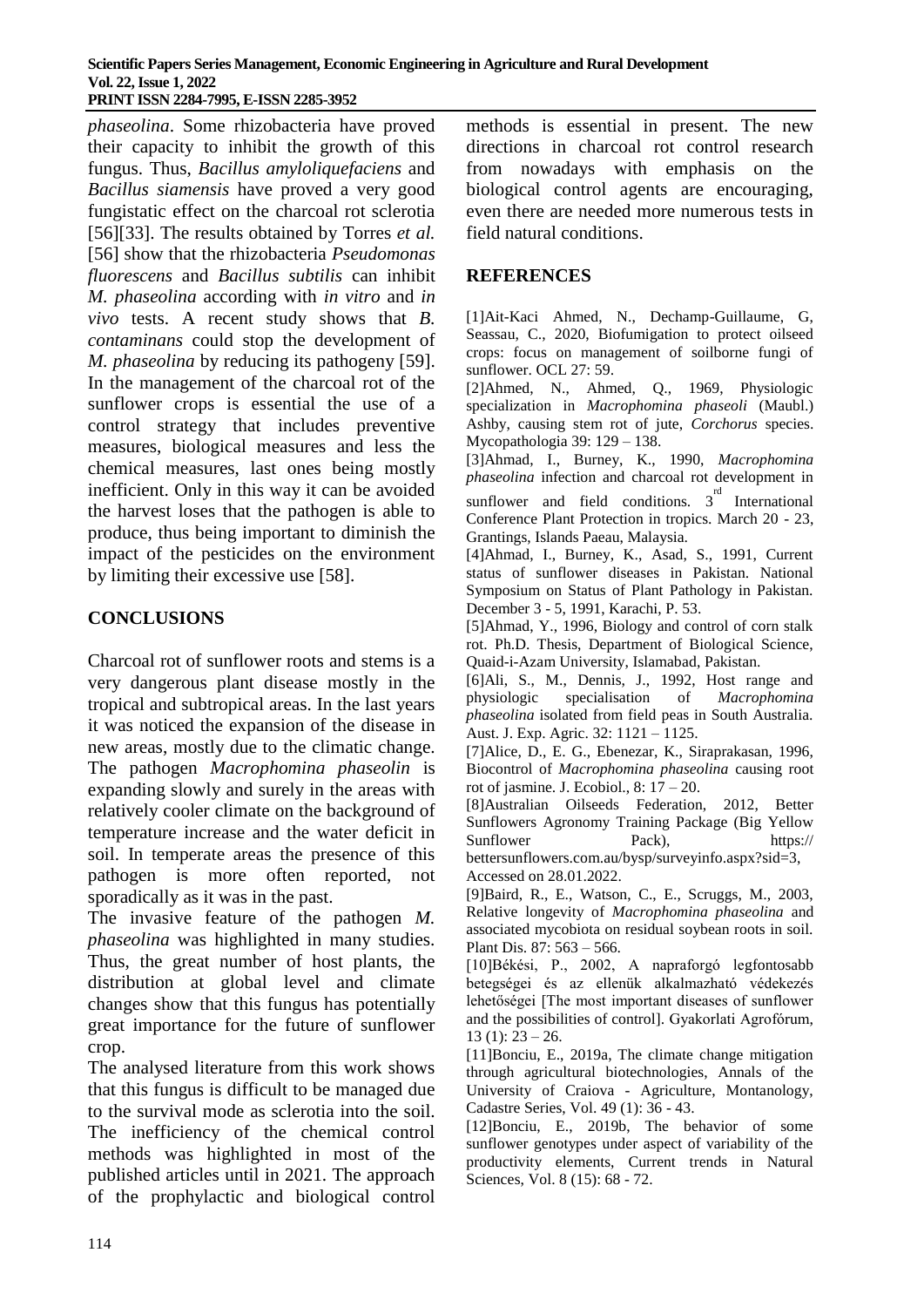*phaseolina*. Some rhizobacteria have proved their capacity to inhibit the growth of this fungus. Thus, *Bacillus amyloliquefaciens* and *Bacillus siamensis* have proved a very good fungistatic effect on the charcoal rot sclerotia [56][33]. The results obtained by Torres *et al.* [56] show that the rhizobacteria *Pseudomonas fluorescens* and *Bacillus subtilis* can inhibit *M. phaseolina* according with *in vitro* and *in vivo* tests. A recent study shows that *B. contaminans* could stop the development of *M. phaseolina* by reducing its pathogeny [59]. In the management of the charcoal rot of the sunflower crops is essential the use of a control strategy that includes preventive measures, biological measures and less the chemical measures, last ones being mostly inefficient. Only in this way it can be avoided the harvest loses that the pathogen is able to produce, thus being important to diminish the impact of the pesticides on the environment by limiting their excessive use [58].

## CONCLUSIONS

Charcoal rot of sunflower roots and stems is a very dangerous plant disease mostly in the tropical and subtropical areas. In the last years it was noticed the expansion of the disease in new areas, mostly due to the climatic change. The pathogen *Macrophomina phaseolin* is expanding slowly and surely in the areas with relatively cooler climate on the background of temperature increase and the water deficit in soil. In temperate areas the presence of this pathogen is more often reported, not sporadically as it was in the past.

The invasive feature of the pathogen *M. phaseolina* was highlighted in many studies. Thus, the great number of host plants, the distribution at global level and climate changes show that this fungus has potentially great importance for the future of sunflower crop.

The analysed literature from this work shows that this fungus is difficult to be managed due to the survival mode as sclerotia into the soil. The inefficiency of the chemical control methods was highlighted in most of the published articles until in 2021. The approach of the prophylactic and biological control methods is essential in present. The new directions in charcoal rot control research from nowadays with emphasis on the biological control agents are encouraging, even there are needed more numerous tests in field natural conditions.

## REFERENCES

[1]Ait-Kaci Ahmed, N., Dechamp-Guillaume, G, Seassau, C., 2020, Biofumigation to protect oilseed crops: focus on management of soilborne fungi of sunflower. OCL 27: 59.

[2]Ahmed, N., Ahmed, Q., 1969, Physiologic specialization in *Macrophomina phaseoli* (Maubl.) Ashby, causing stem rot of jute, *Corchorus* species. Mycopathologia 39: 129 – 138.

[3]Ahmad, I., Burney, K., 1990, *Macrophomina phaseolina* infection and charcoal rot development in sunflower and field conditions. 3rd International Conference Plant Protection in tropics. March 20 - 23, Grantings, Islands Paeau, Malaysia.

[4]Ahmad, I., Burney, K., Asad, S., 1991, Current status of sunflower diseases in Pakistan. National Symposium on Status of Plant Pathology in Pakistan. December 3 - 5, 1991, Karachi, P. 53.

[5]Ahmad, Y., 1996, Biology and control of corn stalk rot. Ph.D. Thesis, Department of Biological Science, Quaid-i-Azam University, Islamabad, Pakistan.

[6]Ali, S., M., Dennis, J., 1992, Host range and physiologic specialisation of *Macrophomina phaseolina* isolated from field peas in South Australia. Aust. J. Exp. Agric. 32: 1121 – 1125.

[7]Alice, D., E. G., Ebenezar, K., Siraprakasan, 1996, Biocontrol of *Macrophomina phaseolina* causing root rot of jasmine. J. Ecobiol., 8: 17 – 20.

[8]Australian Oilseeds Federation, 2012, Better Sunflowers Agronomy Training Package (Big Yellow Sunflower Pack), https:// bettersunflowers.com.au/bysp/surveyinfo.aspx?sid=3, Accessed on 28.01.2022.

[9]Baird, R., E., Watson, C., E., Scruggs, M., 2003, Relative longevity of *Macrophomina phaseolina* and associated mycobiota on residual soybean roots in soil. Plant Dis. 87: 563 – 566.

[10]Békési, P., 2002, A napraforgó legfontosabb betegségei és az ellenük alkalmazható védekezés lehetőségei [The most important diseases of sunflower and the possibilities of control]. Gyakorlati Agrofórum, 13 (1): 23 – 26.

[11]Bonciu, E., 2019a, The climate change mitigation through agricultural biotechnologies, Annals of the University of Craiova - Agriculture, Montanology, Cadastre Series, Vol. 49 (1): 36 - 43.

[12]Bonciu, E., 2019b, The behavior of some sunflower genotypes under aspect of variability of the productivity elements, Current trends in Natural Sciences, Vol. 8 (15): 68 - 72.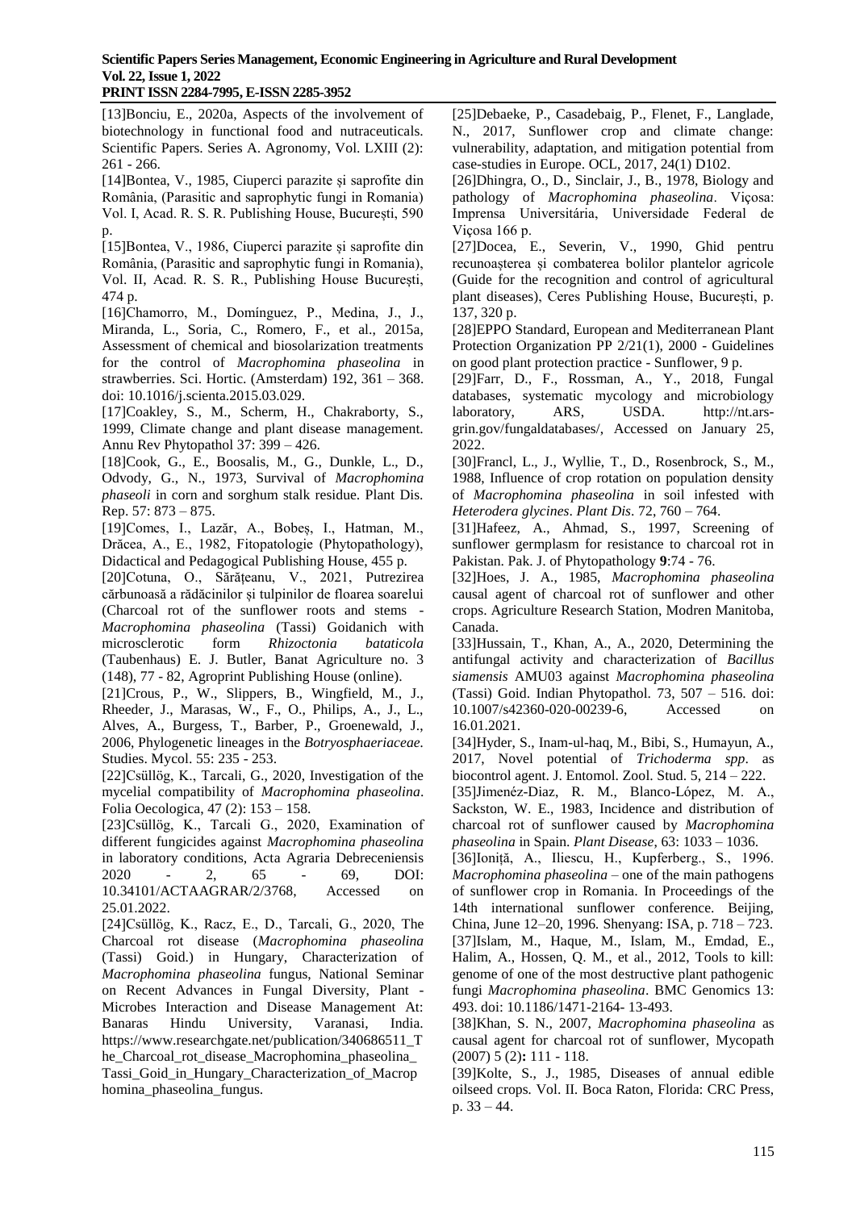[13]Bonciu, E., 2020a, Aspects of the involvement of biotechnology in functional food and nutraceuticals. Scientific Papers. Series A. Agronomy, Vol. LXIII (2): 261 - 266.

[14]Bontea, V., 1985, Ciuperci parazite şi saprofite din România, (Parasitic and saprophytic fungi in Romania) Vol. I, Acad. R. S. R. Publishing House, Bucureşti, 590 p.

[15]Bontea, V., 1986, Ciuperci parazite şi saprofite din România, (Parasitic and saprophytic fungi in Romania), Vol. II, Acad. R. S. R., Publishing House Bucureşti, 474 p.

[16]Chamorro, M., Domínguez, P., Medina, J., J., Miranda, L., Soria, C., Romero, F., et al., 2015a, Assessment of chemical and biosolarization treatments for the control of *Macrophomina phaseolina* in strawberries. Sci. Hortic. (Amsterdam) 192, 361 – 368. doi: 10.1016/j.scienta.2015.03.029.

[17]Coakley, S., M., Scherm, H., Chakraborty, S., 1999, Climate change and plant disease management. Annu Rev Phytopathol 37: 399 – 426.

[18]Cook, G., E., Boosalis, M., G., Dunkle, L., D., Odvody, G., N., 1973, Survival of *Macrophomina phaseoli* in corn and sorghum stalk residue. Plant Dis. Rep. 57: 873 – 875.

[19]Comes, I., Lazăr, A., Bobeş, I., Hatman, M., Drăcea, A., E., 1982, Fitopatologie (Phytopathology), Didactical and Pedagogical Publishing House, 455 p.

[20]Cotuna, O., Sărăţeanu, V., 2021, Putrezirea cărbunoasă a rădăcinilor şi tulpinilor de floarea soarelui (Charcoal rot of the sunflower roots and stems - *Macrophomina phaseolina* (Tassi) Goidanich with microsclerotic form *Rhizoctonia bataticola* (Taubenhaus) E. J. Butler, Banat Agriculture no. 3 (148), 77 - 82, Agroprint Publishing House (online).

[21]Crous, P., W., Slippers, B., Wingfield, M., J., Rheeder, J., Marasas, W., F., O., Philips, A., J., L., Alves, A., Burgess, T., Barber, P., Groenewald, J., 2006, Phylogenetic lineages in the *Botryosphaeriaceae.* Studies. Mycol. 55: 235 - 253.

[22]Csüllög, K., Tarcali, G., 2020, Investigation of the mycelial compatibility of *Macrophomina phaseolina*. Folia Oecologica, 47 (2): 153 – 158.

[23]Csüllög, K., Tarcali G., 2020, Examination of different fungicides against *Macrophomina phaseolina* in laboratory conditions, Acta Agraria Debreceniensis 2020 - 2, 65 - 69, DOI: 10.34101/ACTAAGRAR/2/3768, Accessed on 25.01.2022.

[24]Csüllög, K., Racz, E., D., Tarcali, G., 2020, The Charcoal rot disease (*Macrophomina phaseolina* (Tassi) Goid.) in Hungary, Characterization of *Macrophomina phaseolina* fungus, National Seminar on Recent Advances in Fungal Diversity, Plant - Microbes Interaction and Disease Management At: Banaras Hindu University, Varanasi, India. https://www.researchgate.net/publication/340686511_The_Charcoal_rot_disease_Macrophomina_phaseolina_Tassi_Goid_in_Hungary_Characterization_of_Macrophomina_phaseolina_fungus.

[25]Debaeke, P., Casadebaig, P., Flenet, F., Langlade, N., 2017, Sunflower crop and climate change: vulnerability, adaptation, and mitigation potential from case-studies in Europe. OCL, 2017, 24(1) D102.

[26]Dhingra, O., D., Sinclair, J., B., 1978, Biology and pathology of *Macrophomina phaseolina*. Viçosa: Imprensa Universitária, Universidade Federal de Viçosa 166 p.

[27]Docea, E., Severin, V., 1990, Ghid pentru recunoaşterea şi combaterea bolilor plantelor agricole (Guide for the recognition and control of agricultural plant diseases), Ceres Publishing House, Bucureşti, p. 137, 320 p.

[28]EPPO Standard, European and Mediterranean Plant Protection Organization PP 2/21(1), 2000 - Guidelines on good plant protection practice - Sunflower, 9 p.

[29]Farr, D., F., Rossman, A., Y., 2018, Fungal databases, systematic mycology and microbiology laboratory, ARS, USDA. http://nt.ars-grin.gov/fungaldatabases/, Accessed on January 25, 2022.

[30]Francl, L., J., Wyllie, T., D., Rosenbrock, S., M., 1988, Influence of crop rotation on population density of *Macrophomina phaseolina* in soil infested with *Heterodera glycines*. *Plant Dis*. 72, 760 – 764.

[31]Hafeez, A., Ahmad, S., 1997, Screening of sunflower germplasm for resistance to charcoal rot in Pakistan. Pak. J. of Phytopathology **9**:74 - 76.

[32]Hoes, J. A., 1985, *Macrophomina phaseolina* causal agent of charcoal rot of sunflower and other crops. Agriculture Research Station, Modren Manitoba, Canada.

[33]Hussain, T., Khan, A., A., 2020, Determining the antifungal activity and characterization of *Bacillus siamensis* AMU03 against *Macrophomina phaseolina* (Tassi) Goid. Indian Phytopathol. 73, 507 – 516. doi: 10.1007/s42360-020-00239-6, Accessed on 16.01.2021.

[34]Hyder, S., Inam-ul-haq, M., Bibi, S., Humayun, A., 2017, Novel potential of *Trichoderma spp*. as biocontrol agent. J. Entomol. Zool. Stud. 5, 214 – 222.

[35]Jimenéz-Diaz, R. M., Blanco-López, M. A., Sackston, W. E., 1983, Incidence and distribution of charcoal rot of sunflower caused by *Macrophomina phaseolina* in Spain. *Plant Disease*, 63: 1033 – 1036.

[36]Ioniţă, A., Iliescu, H., Kupferberg., S., 1996. *Macrophomina phaseolina* – one of the main pathogens of sunflower crop in Romania. In Proceedings of the 14th international sunflower conference. Beijing, China, June 12–20, 1996. Shenyang: ISA, p. 718 – 723.

[37]Islam, M., Haque, M., Islam, M., Emdad, E., Halim, A., Hossen, Q. M., et al., 2012, Tools to kill: genome of one of the most destructive plant pathogenic fungi *Macrophomina phaseolina*. BMC Genomics 13: 493. doi: 10.1186/1471-2164- 13-493.

[38]Khan, S. N., 2007, *Macrophomina phaseolina* as causal agent for charcoal rot of sunflower, Mycopath (2007) 5 (2)**:** 111 - 118.

[39]Kolte, S., J., 1985, Diseases of annual edible oilseed crops. Vol. II. Boca Raton, Florida: CRC Press, p. 33 – 44.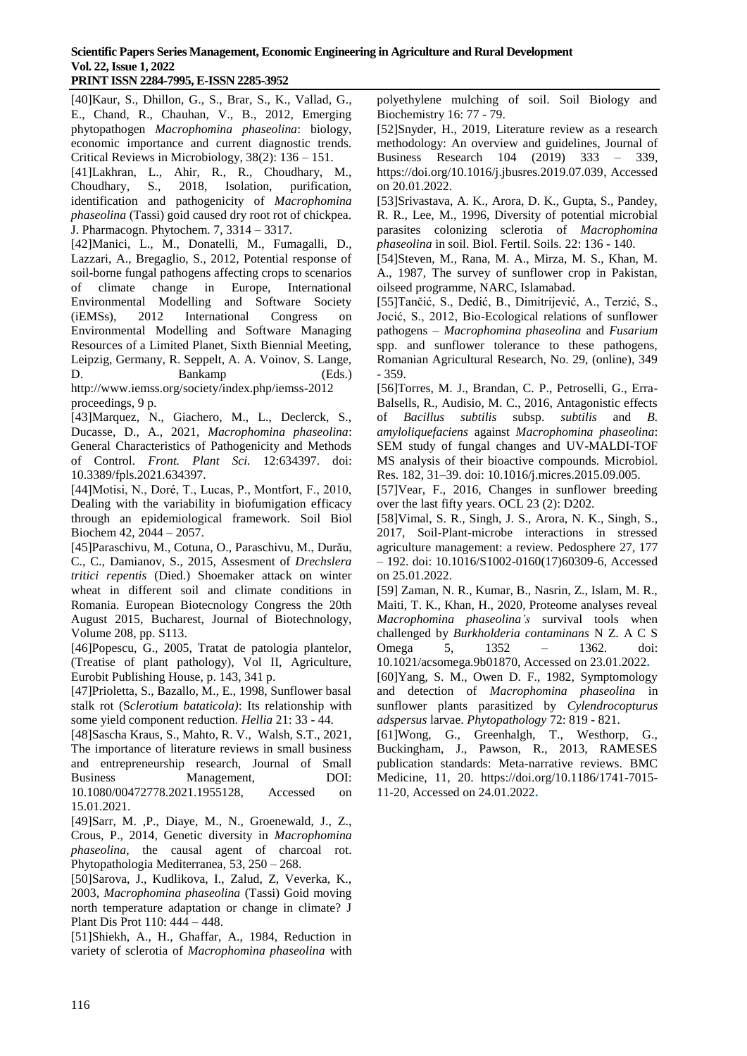[40]Kaur, S., Dhillon, G., S., Brar, S., K., Vallad, G., E., Chand, R., Chauhan, V., B., 2012, Emerging phytopathogen *Macrophomina phaseolina*: biology, economic importance and current diagnostic trends. Critical Reviews in Microbiology, 38(2): 136 – 151.

[41]Lakhran, L., Ahir, R., R., Choudhary, M., Choudhary, S., 2018, Isolation, purification, identification and pathogenicity of *Macrophomina phaseolina* (Tassi) goid caused dry root rot of chickpea. J. Pharmacogn. Phytochem. 7, 3314 – 3317.

[42]Manici, L., M., Donatelli, M., Fumagalli, D., Lazzari, A., Bregaglio, S., 2012, Potential response of soil-borne fungal pathogens affecting crops to scenarios of climate change in Europe, International Environmental Modelling and Software Society (iEMSs), 2012 International Congress on Environmental Modelling and Software Managing Resources of a Limited Planet, Sixth Biennial Meeting, Leipzig, Germany, R. Seppelt, A. A. Voinov, S. Lange, D. Bankamp (Eds.) http://www.iemss.org/society/index.php/iemss-2012 proceedings, 9 p.

[43]Marquez, N., Giachero, M., L., Declerck, S., Ducasse, D., A., 2021, *Macrophomina phaseolina*: General Characteristics of Pathogenicity and Methods of Control. *Front. Plant Sci.* 12:634397. doi: 10.3389/fpls.2021.634397.

[44]Motisi, N., Doré, T., Lucas, P., Montfort, F., 2010, Dealing with the variability in biofumigation efficacy through an epidemiological framework. Soil Biol Biochem 42, 2044 – 2057.

[45]Paraschivu, M., Cotuna, O., Paraschivu, M., Durău, C., C., Damianov, S., 2015, Assesment of *Drechslera tritici repentis* (Died.) Shoemaker attack on winter wheat in different soil and climate conditions in Romania. European Biotecnology Congress the 20th August 2015, Bucharest, Journal of Biotechnology, Volume 208, pp. S113.

[46]Popescu, G., 2005, Tratat de patologia plantelor, (Treatise of plant pathology), Vol II, Agriculture, Eurobit Publishing House, p. 143, 341 p.

[47]Prioletta, S., Bazallo, M., E., 1998, Sunflower basal stalk rot (*Sclerotium bataticola)*: Its relationship with some yield component reduction. *Hellia* 21: 33 - 44.

[48]Sascha Kraus, S., Mahto, R. V., Walsh, S.T., 2021, The importance of literature reviews in small business and entrepreneurship research, Journal of Small Business Management, DOI: 10.1080/00472778.2021.1955128, Accessed on 15.01.2021.

[49]Sarr, M. ,P., Diaye, M., N., Groenewald, J., Z., Crous, P., 2014, Genetic diversity in *Macrophomina phaseolina*, the causal agent of charcoal rot. Phytopathologia Mediterranea, 53, 250 – 268.

[50]Sarova, J., Kudlikova, I., Zalud, Z, Veverka, K., 2003, *Macrophomina phaseolina* (Tassi) Goid moving north temperature adaptation or change in climate? J Plant Dis Prot 110: 444 – 448.

[51]Shiekh, A., H., Ghaffar, A., 1984, Reduction in variety of sclerotia of *Macrophomina phaseolina* with polyethylene mulching of soil. Soil Biology and Biochemistry 16: 77 - 79.

[52]Snyder, H., 2019, Literature review as a research methodology: An overview and guidelines, Journal of Business Research 104 (2019) 333 – 339, https://doi.org/10.1016/j.jbusres.2019.07.039, Accessed on 20.01.2022.

[53]Srivastava, A. K., Arora, D. K., Gupta, S., Pandey, R. R., Lee, M., 1996, Diversity of potential microbial parasites colonizing sclerotia of *Macrophomina phaseolina* in soil. Biol. Fertil. Soils. 22: 136 - 140.

[54]Steven, M., Rana, M. A., Mirza, M. S., Khan, M. A., 1987, The survey of sunflower crop in Pakistan, oilseed programme, NARC, Islamabad.

[55]Tančić, S., Dedić, B., Dimitrijević, A., Terzić, S., Jocić, S., 2012, Bio-Ecological relations of sunflower pathogens – *Macrophomina phaseolina* and *Fusarium* spp. and sunflower tolerance to these pathogens, Romanian Agricultural Research, No. 29, (online), 349 - 359.

[56]Torres, M. J., Brandan, C. P., Petroselli, G., Erra-Balsells, R., Audisio, M. C., 2016, Antagonistic effects of *Bacillus subtilis* subsp. *subtilis* and *B. amyloliquefaciens* against *Macrophomina phaseolina*: SEM study of fungal changes and UV-MALDI-TOF MS analysis of their bioactive compounds. Microbiol. Res. 182, 31–39. doi: 10.1016/j.micres.2015.09.005.

[57]Vear, F., 2016, Changes in sunflower breeding over the last fifty years. OCL 23 (2): D202.

[58]Vimal, S. R., Singh, J. S., Arora, N. K., Singh, S., 2017, Soil-Plant-microbe interactions in stressed agriculture management: a review. Pedosphere 27, 177 – 192. doi: 10.1016/S1002-0160(17)60309-6, Accessed on 25.01.2022.

[59] Zaman, N. R., Kumar, B., Nasrin, Z., Islam, M. R., Maiti, T. K., Khan, H., 2020, Proteome analyses reveal *Macrophomina phaseolina's* survival tools when challenged by *Burkholderia contaminans* N Z. A C S Omega 5, 1352 – 1362. doi: 10.1021/acsomega.9b01870, Accessed on 23.01.2022.

[60]Yang, S. M., Owen D. F., 1982, Symptomology and detection of *Macrophomina phaseolina* in sunflower plants parasitized by *Cylendrocopturus adspersus* larvae. *Phytopathology* 72: 819 - 821.

[61]Wong, G., Greenhalgh, T., Westhorp, G., Buckingham, J., Pawson, R., 2013, RAMESES publication standards: Meta-narrative reviews. BMC Medicine, 11, 20. https://doi.org/10.1186/1741-7015-11-20, Accessed on 24.01.2022.